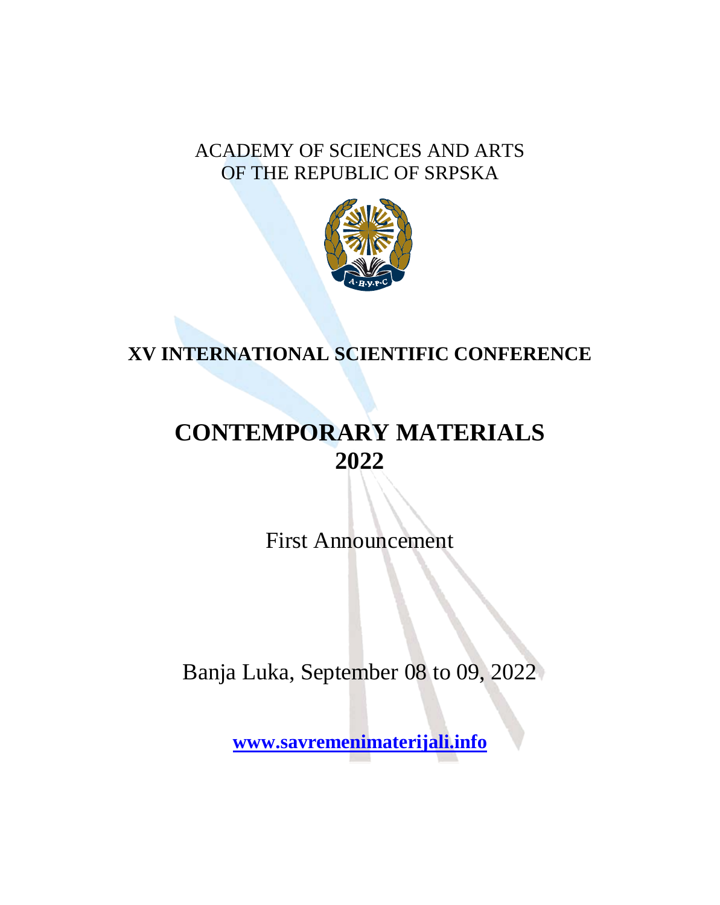ACADEMY OF SCIENCES AND ARTS
OF THE REPUBLIC OF SRPSKA

**XV INTERNATIONAL SCIENTIFIC CONFERENCE**

# CONTEMPORARY MATERIALS 2022

First Announcement

Banja Luka, September 08 to 09, 2022

**www.savremenimaterijali.info**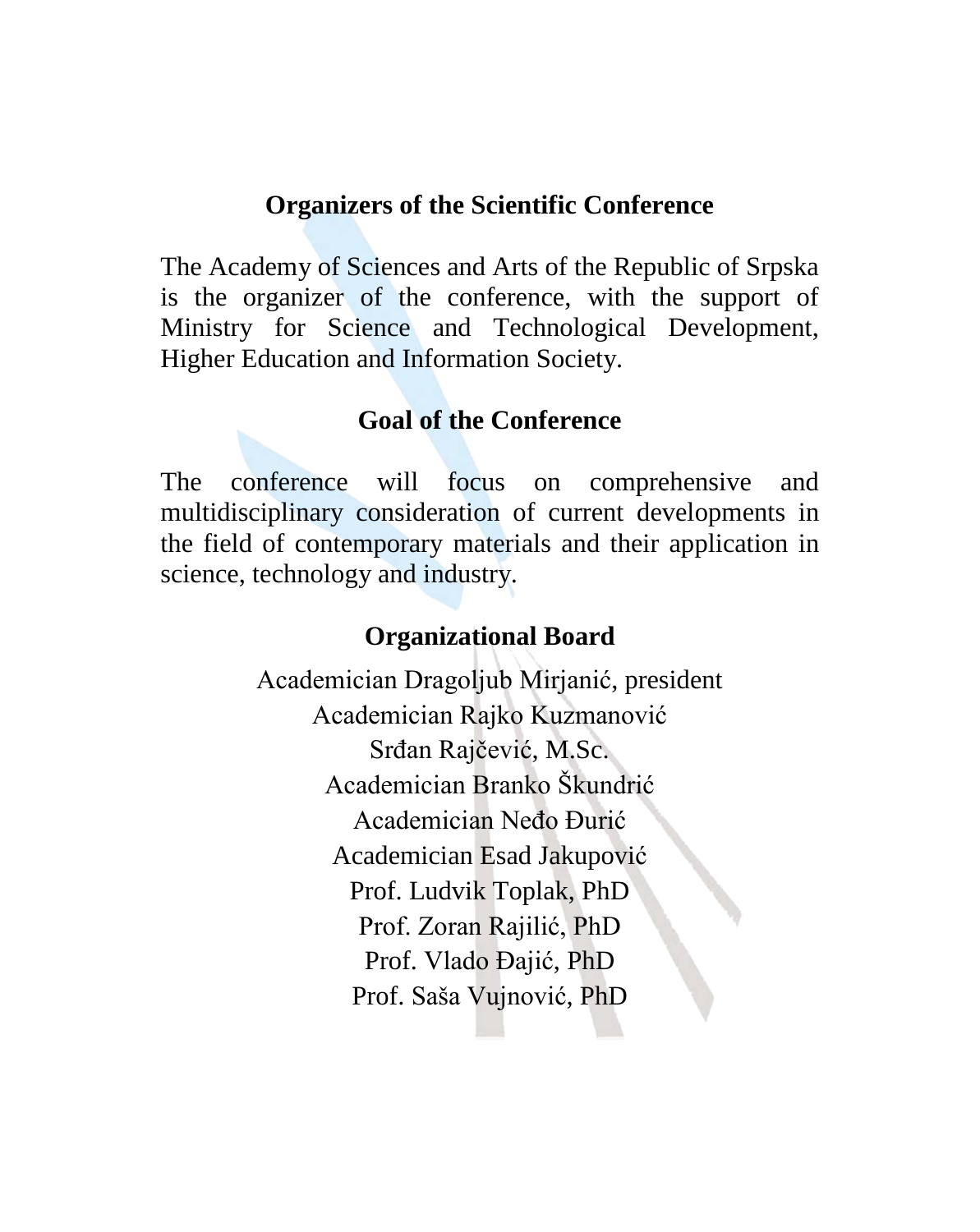## Organizers of the Scientific Conference

The Academy of Sciences and Arts of the Republic of Srpska is the organizer of the conference, with the support of Ministry for Science and Technological Development, Higher Education and Information Society.

## Goal of the Conference

The conference will focus on comprehensive and multidisciplinary consideration of current developments in the field of contemporary materials and their application in science, technology and industry.

## Organizational Board

Academician Dragoljub Mirjanić, president
Academician Rajko Kuzmanović
Srđan Rajčević, M.Sc.
Academician Branko Škundrić
Academician Neđo Đurić
Academician Esad Jakupović
Prof. Ludvik Toplak, PhD
Prof. Zoran Rajilić, PhD
Prof. Vlado Đajić, PhD
Prof. Saša Vujnović, PhD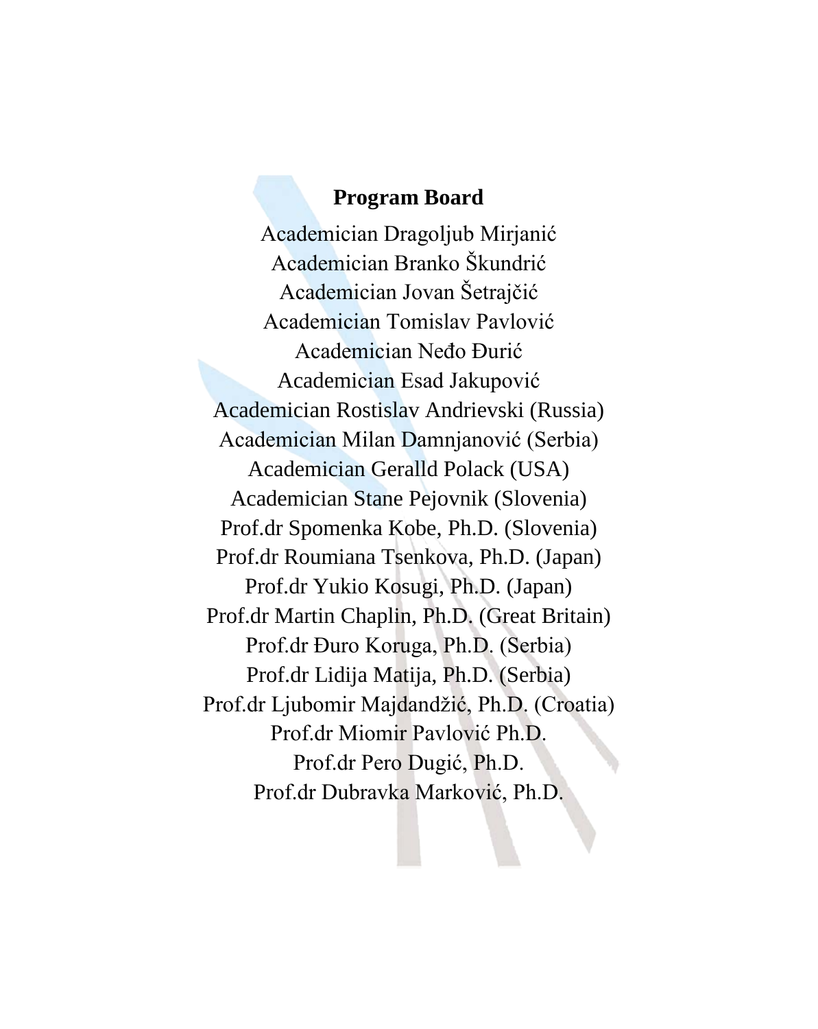**Program Board**

Academician Dragoljub Mirjanić
Academician Branko Škundrić
Academician Jovan Šetrajčić
Academician Tomislav Pavlović
Academician Neđo Đurić
Academician Esad Jakupović
Academician Rostislav Andrievski (Russia)
Academician Milan Damnjanović (Serbia)
Academician Gerald Polack (USA)
Academician Stane Pejovnik (Slovenia)
Prof.dr Spomenka Kobe, Ph.D. (Slovenia)
Prof.dr Roumiana Tsenkova, Ph.D. (Japan)
Prof.dr Yukio Kosugi, Ph.D. (Japan)
Prof.dr Martin Chaplin, Ph.D. (Great Britain)
Prof.dr Đuro Koruga, Ph.D. (Serbia)
Prof.dr Lidija Matija, Ph.D. (Serbia)
Prof.dr Ljubomir Majdandžić, Ph.D. (Croatia)
Prof.dr Miomir Pavlović Ph.D.
Prof.dr Pero Dugić, Ph.D.
Prof.dr Dubravka Marković, Ph.D.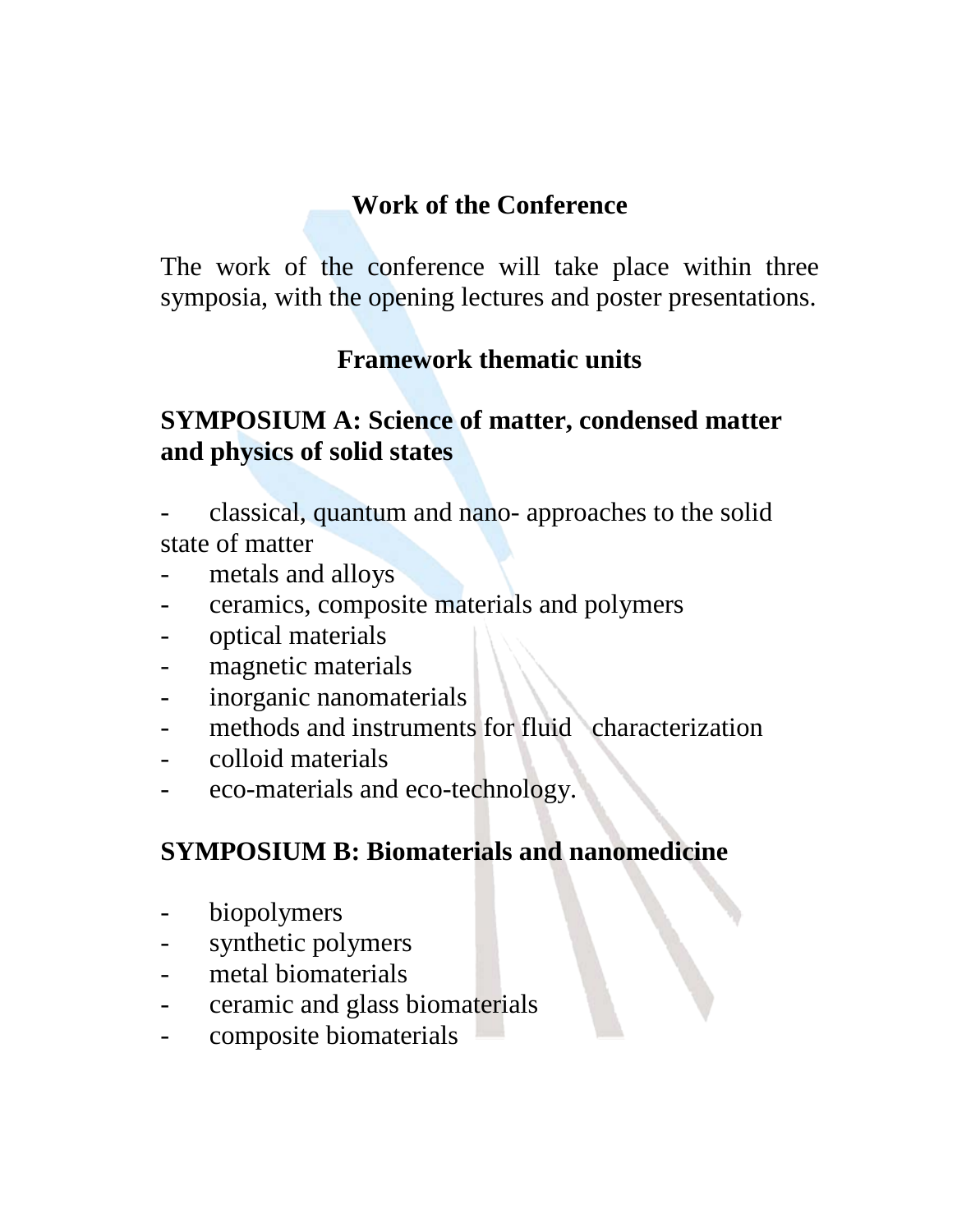## Work of the Conference

The work of the conference will take place within three symposia, with the opening lectures and poster presentations.

## Framework thematic units

### SYMPOSIUM A: Science of matter, condensed matter and physics of solid states

- classical, quantum and nano- approaches to the solid state of matter
- metals and alloys
- ceramics, composite materials and polymers
- optical materials
- magnetic materials
- inorganic nanomaterials
- methods and instruments for fluid characterization
- colloid materials
- eco-materials and eco-technology.

### SYMPOSIUM B: Biomaterials and nanomedicine

- biopolymers
- synthetic polymers
- metal biomaterials
- ceramic and glass biomaterials
- composite biomaterials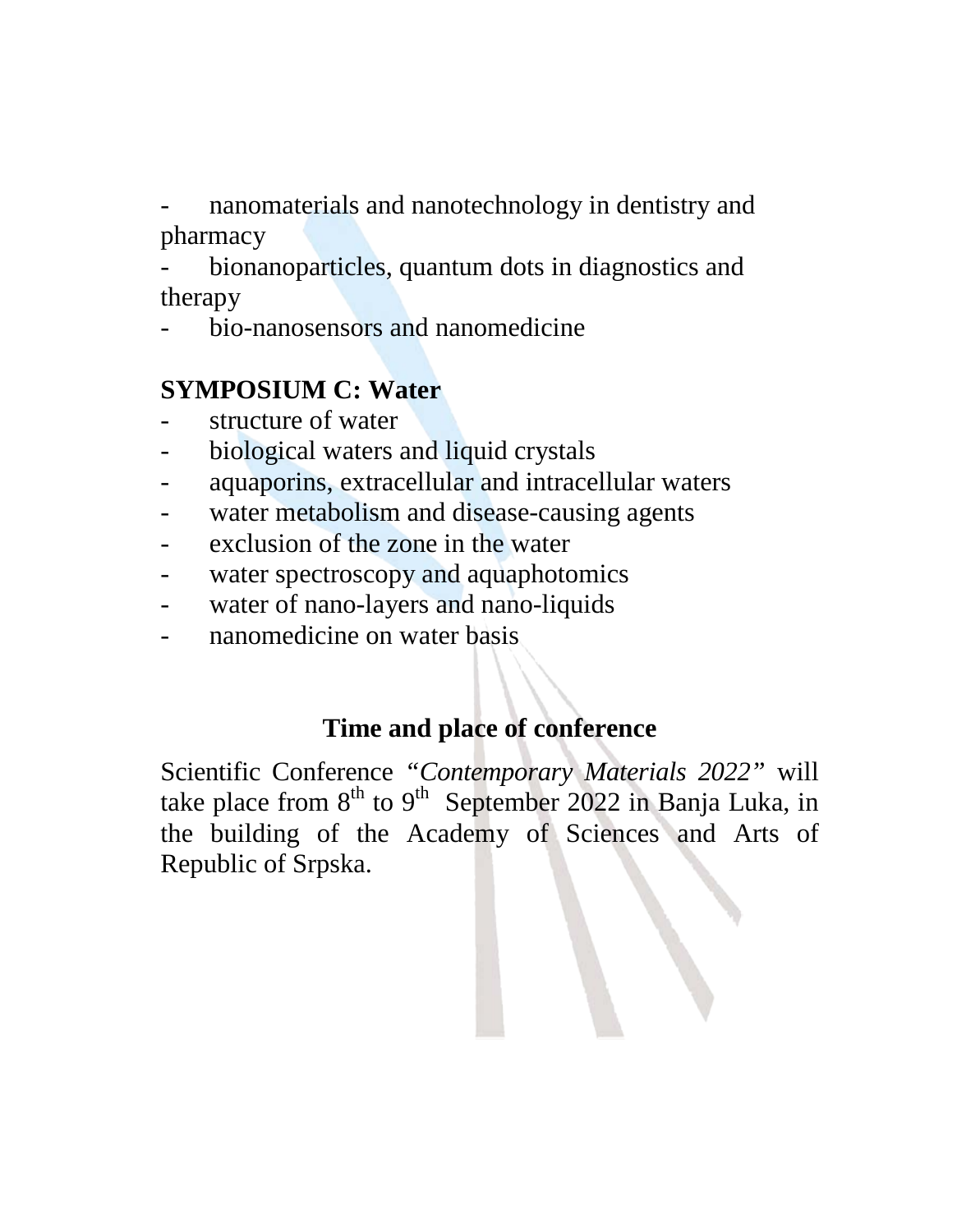- nanomaterials and nanotechnology in dentistry and pharmacy
- bionanoparticles, quantum dots in diagnostics and therapy
- bio-nanosensors and nanomedicine

**SYMPOSIUM C: Water**

- structure of water
- biological waters and liquid crystals
- aquaporins, extracellular and intracellular waters
- water metabolism and disease-causing agents
- exclusion of the zone in the water
- water spectroscopy and aquaphotomics
- water of nano-layers and nano-liquids
- nanomedicine on water basis

## Time and place of conference

Scientific Conference "*Contemporary Materials 2022*" will take place from 8th to 9th September 2022 in Banja Luka, in the building of the Academy of Sciences and Arts of Republic of Srpska.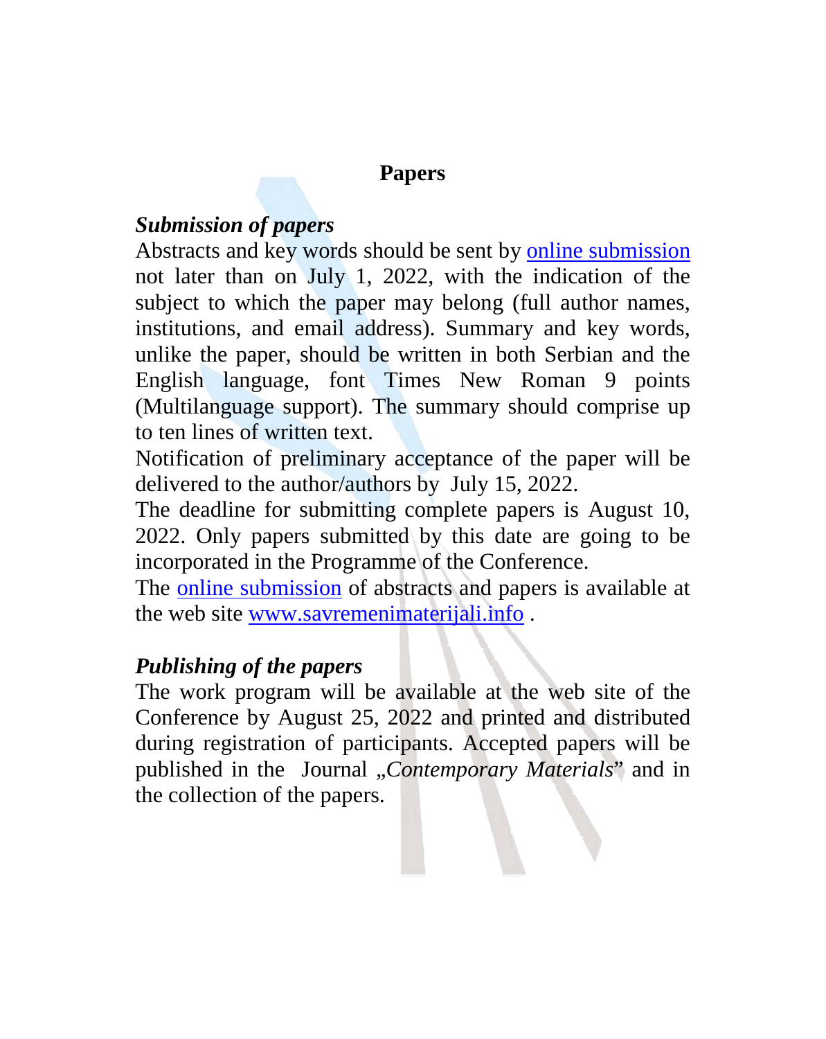## Papers

### *Submission of papers*

Abstracts and key words should be sent by online submission not later than on July 1, 2022, with the indication of the subject to which the paper may belong (full author names, institutions, and email address). Summary and key words, unlike the paper, should be written in both Serbian and the English language, font Times New Roman 9 points (Multilanguage support). The summary should comprise up to ten lines of written text.

Notification of preliminary acceptance of the paper will be delivered to the author/authors by July 15, 2022.

The deadline for submitting complete papers is August 10, 2022. Only papers submitted by this date are going to be incorporated in the Programme of the Conference.

The online submission of abstracts and papers is available at the web site www.savremenimaterijali.info .

### *Publishing of the papers*

The work program will be available at the web site of the Conference by August 25, 2022 and printed and distributed during registration of participants. Accepted papers will be published in the Journal „*Contemporary Materials*" and in the collection of the papers.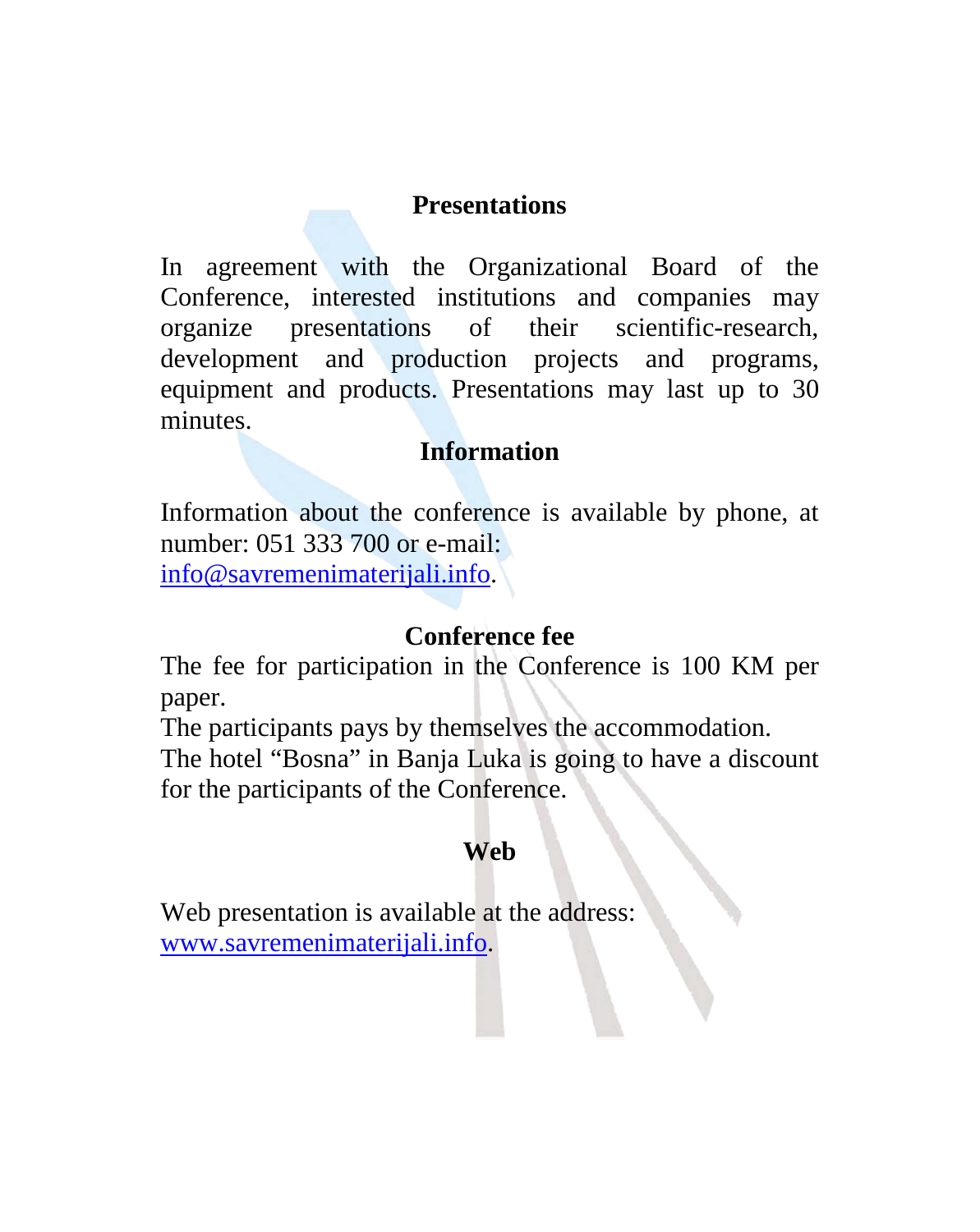## Presentations

In agreement with the Organizational Board of the Conference, interested institutions and companies may organize presentations of their scientific-research, development and production projects and programs, equipment and products. Presentations may last up to 30 minutes.

## Information

Information about the conference is available by phone, at number: 051 333 700 or e-mail:
info@savremenimaterijali.info.

## Conference fee

The fee for participation in the Conference is 100 KM per paper.

The participants pays by themselves the accommodation.

The hotel "Bosna" in Banja Luka is going to have a discount for the participants of the Conference.

## Web

Web presentation is available at the address:
www.savremenimaterijali.info.